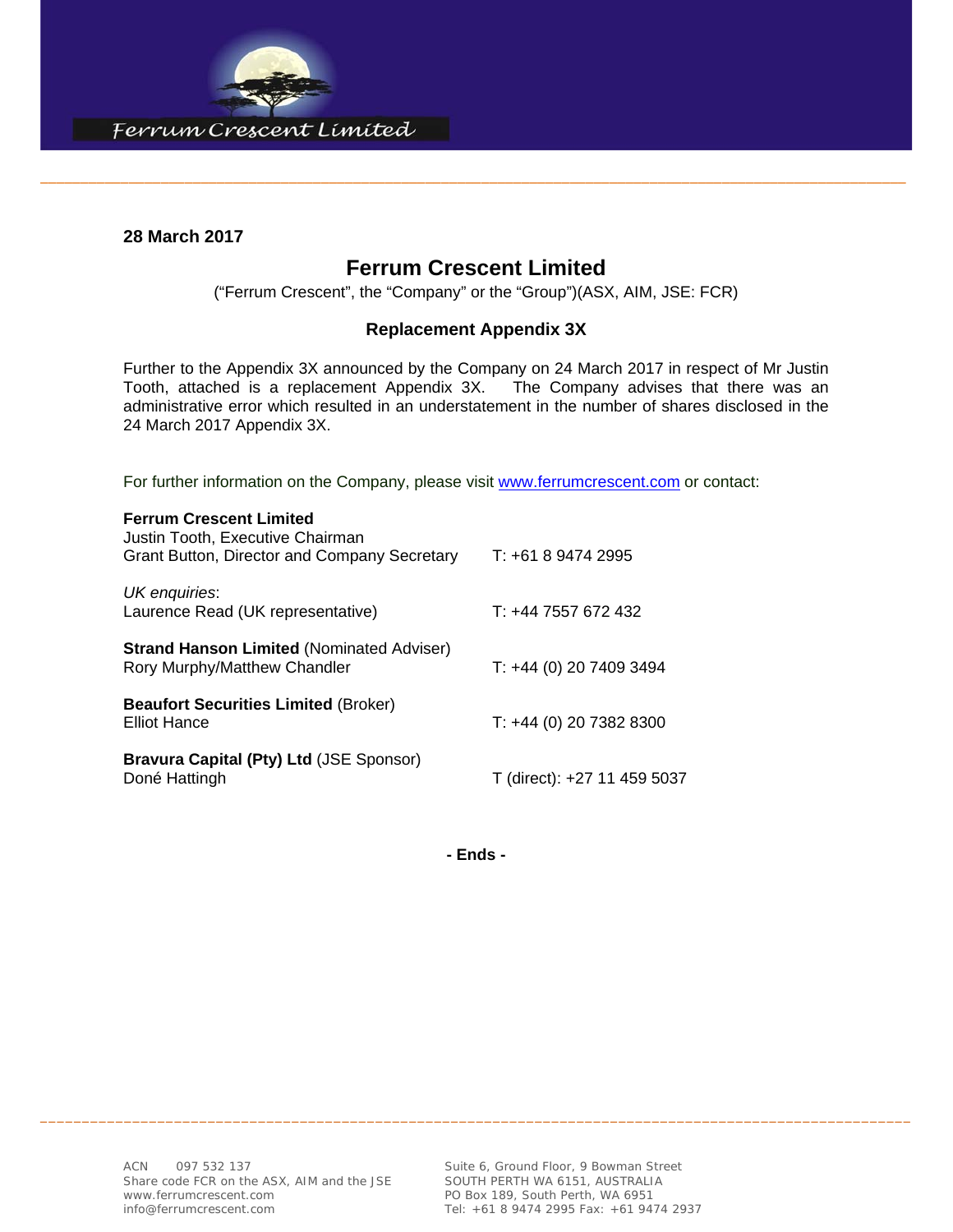**28 March 2017**

# Ferrum Crescent Limited

("Ferrum Crescent", the "Company" or the "Group")(ASX, AIM, JSE: FCR)

## Replacement Appendix 3X

Further to the Appendix 3X announced by the Company on 24 March 2017 in respect of Mr Justin Tooth, attached is a replacement Appendix 3X. The Company advises that there was an administrative error which resulted in an understatement in the number of shares disclosed in the 24 March 2017 Appendix 3X.

For further information on the Company, please visit www.ferrumcrescent.com or contact:

| | |
|---|---|
| **Ferrum Crescent Limited**<br>Justin Tooth, Executive Chairman<br>Grant Button, Director and Company Secretary | T: +61 8 9474 2995 |
| *UK enquiries*:<br>Laurence Read (UK representative) | T: +44 7557 672 432 |
| **Strand Hanson Limited** (Nominated Adviser)<br>Rory Murphy/Matthew Chandler | T: +44 (0) 20 7409 3494 |
| **Beaufort Securities Limited** (Broker)<br>Elliot Hance | T: +44 (0) 20 7382 8300 |
| **Bravura Capital (Pty) Ltd** (JSE Sponsor)<br>Doné Hattingh | T (direct): +27 11 459 5037 |

**- Ends -**

ACN 097 532 137
Share code FCR on the ASX, AIM and the JSE
www.ferrumcrescent.com
info@ferrumcrescent.com

Suite 6, Ground Floor, 9 Bowman Street
SOUTH PERTH WA 6151, AUSTRALIA
PO Box 189, South Perth, WA 6951
Tel: +61 8 9474 2995 Fax: +61 9474 2937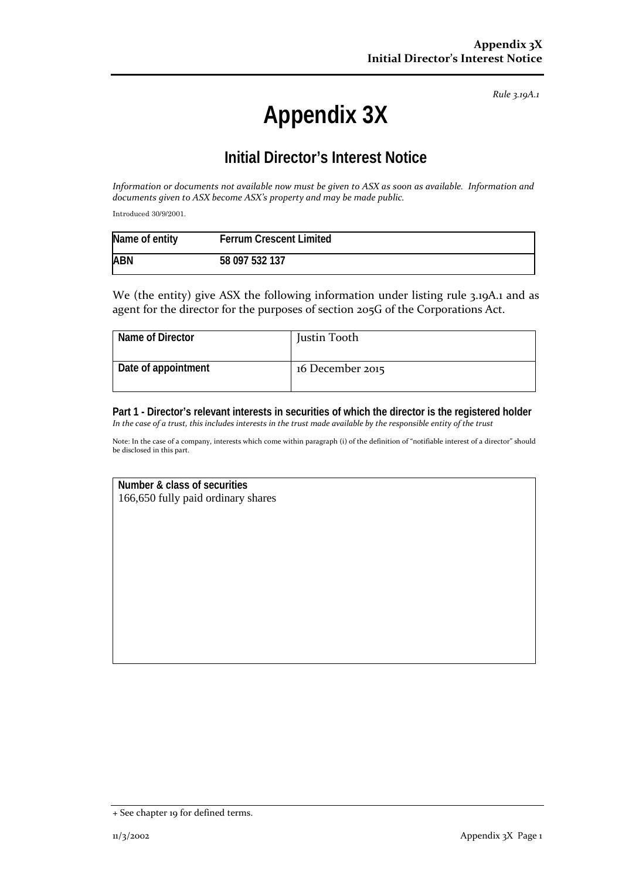*Rule 3.19A.1*

# Appendix 3X

## Initial Director's Interest Notice

*Information or documents not available now must be given to ASX as soon as available. Information and documents given to ASX become ASX's property and may be made public.*

Introduced 30/9/2001.

| Name of entity | Ferrum Crescent Limited |
|---|---|
| **ABN** | **58 097 532 137** |

We (the entity) give ASX the following information under listing rule 3.19A.1 and as agent for the director for the purposes of section 205G of the Corporations Act.

| Name of Director | Justin Tooth |
|---|---|
| **Date of appointment** | 16 December 2015 |

**Part 1 - Director's relevant interests in securities of which the director is the registered holder**

*In the case of a trust, this includes interests in the trust made available by the responsible entity of the trust*

Note: In the case of a company, interests which come within paragraph (i) of the definition of "notifiable interest of a director" should be disclosed in this part.

| Number & class of securities |
|---|
| 166,650 fully paid ordinary shares |

+ See chapter 19 for defined terms.

11/3/2002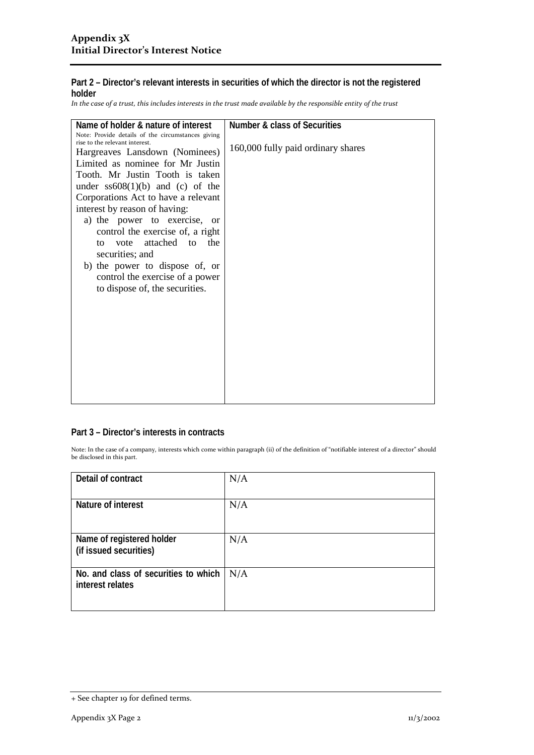## Part 2 – Director's relevant interests in securities of which the director is not the registered holder

*In the case of a trust, this includes interests in the trust made available by the responsible entity of the trust*

| Name of holder & nature of interest<br>Note: Provide details of the circumstances giving rise to the relevant interest. | Number & class of Securities |
|---|---|
| Hargreaves Lansdown (Nominees) Limited as nominee for Mr Justin Tooth. Mr Justin Tooth is taken under ss608(1)(b) and (c) of the Corporations Act to have a relevant interest by reason of having:<br>a) the power to exercise, or control the exercise of, a right to vote attached to the securities; and<br>b) the power to dispose of, or control the exercise of a power to dispose of, the securities. | 160,000 fully paid ordinary shares |

## Part 3 – Director's interests in contracts

Note: In the case of a company, interests which come within paragraph (ii) of the definition of "notifiable interest of a director" should be disclosed in this part.

| | |
|---|---|
| Detail of contract | N/A |
| Nature of interest | N/A |
| Name of registered holder (if issued securities) | N/A |
| No. and class of securities to which interest relates | N/A |

+ See chapter 19 for defined terms.